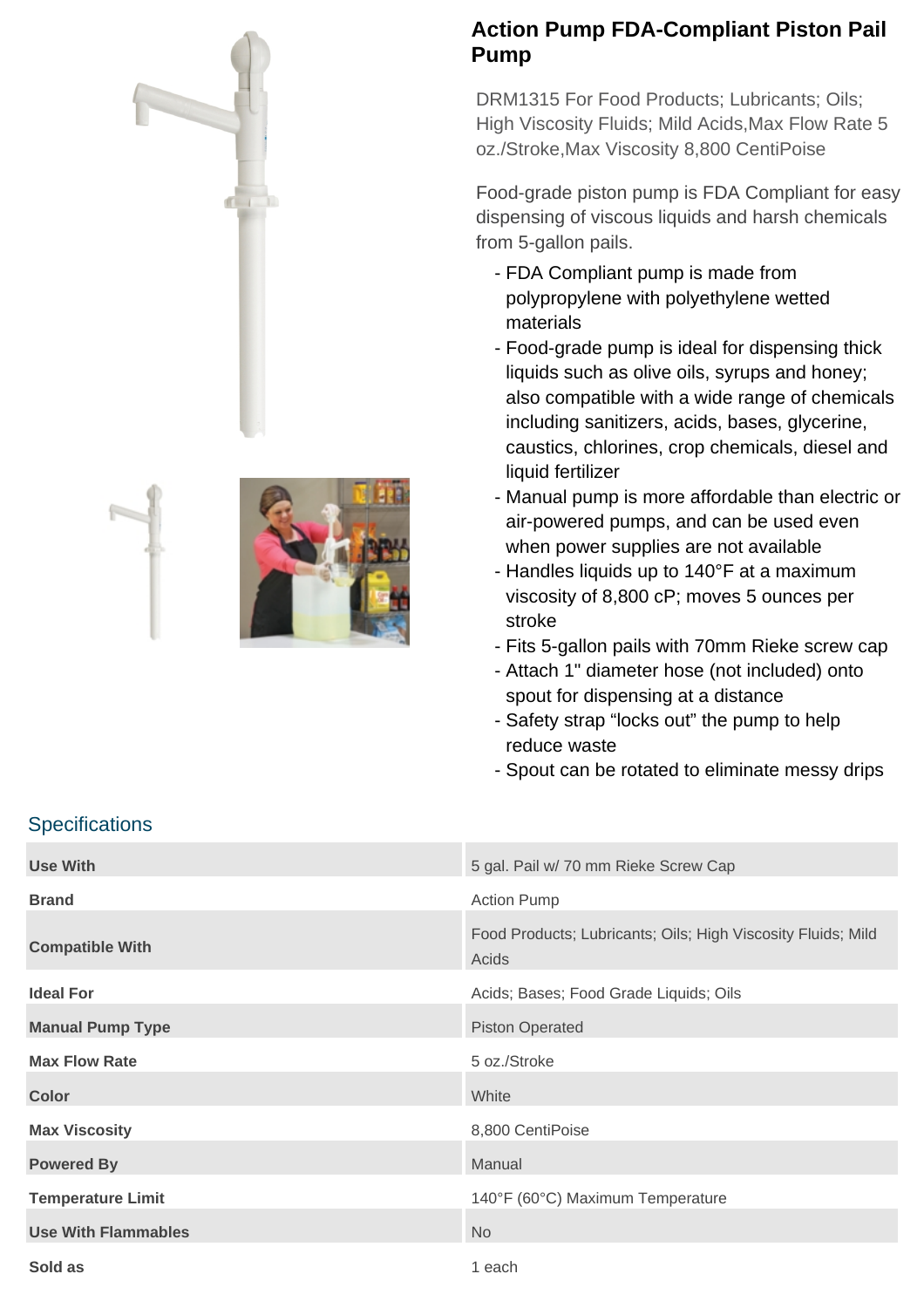# Action Pump FDA-Compliant Piston Pail Pump

DRM1315 For Food Products; Lubricants; Oils; High Viscosity Fluids; Mild Acids,Max Flow Rate 5 oz./Stroke,Max Viscosity 8,800 CentiPoise

Food-grade piston pump is FDA Compliant for easy dispensing of viscous liquids and harsh chemicals from 5-gallon pails.

- FDA Compliant pump is made from polypropylene with polyethylene wetted materials
- Food-grade pump is ideal for dispensing thick liquids such as olive oils, syrups and honey; also compatible with a wide range of chemicals including sanitizers, acids, bases, glycerine, caustics, chlorines, crop chemicals, diesel and liquid fertilizer
- Manual pump is more affordable than electric or air-powered pumps, and can be used even when power supplies are not available
- Handles liquids up to 140°F at a maximum viscosity of 8,800 cP; moves 5 ounces per stroke
- Fits 5-gallon pails with 70mm Rieke screw cap
- Attach 1" diameter hose (not included) onto spout for dispensing at a distance
- Safety strap “locks out” the pump to help reduce waste
- Spout can be rotated to eliminate messy drips

## Specifications

| | |
|---|---|
| **Use With** | 5 gal. Pail w/ 70 mm Rieke Screw Cap |
| **Brand** | Action Pump |
| **Compatible With** | Food Products; Lubricants; Oils; High Viscosity Fluids; Mild Acids |
| **Ideal For** | Acids; Bases; Food Grade Liquids; Oils |
| **Manual Pump Type** | Piston Operated |
| **Max Flow Rate** | 5 oz./Stroke |
| **Color** | White |
| **Max Viscosity** | 8,800 CentiPoise |
| **Powered By** | Manual |
| **Temperature Limit** | 140°F (60°C) Maximum Temperature |
| **Use With Flammables** | No |
| **Sold as** | 1 each |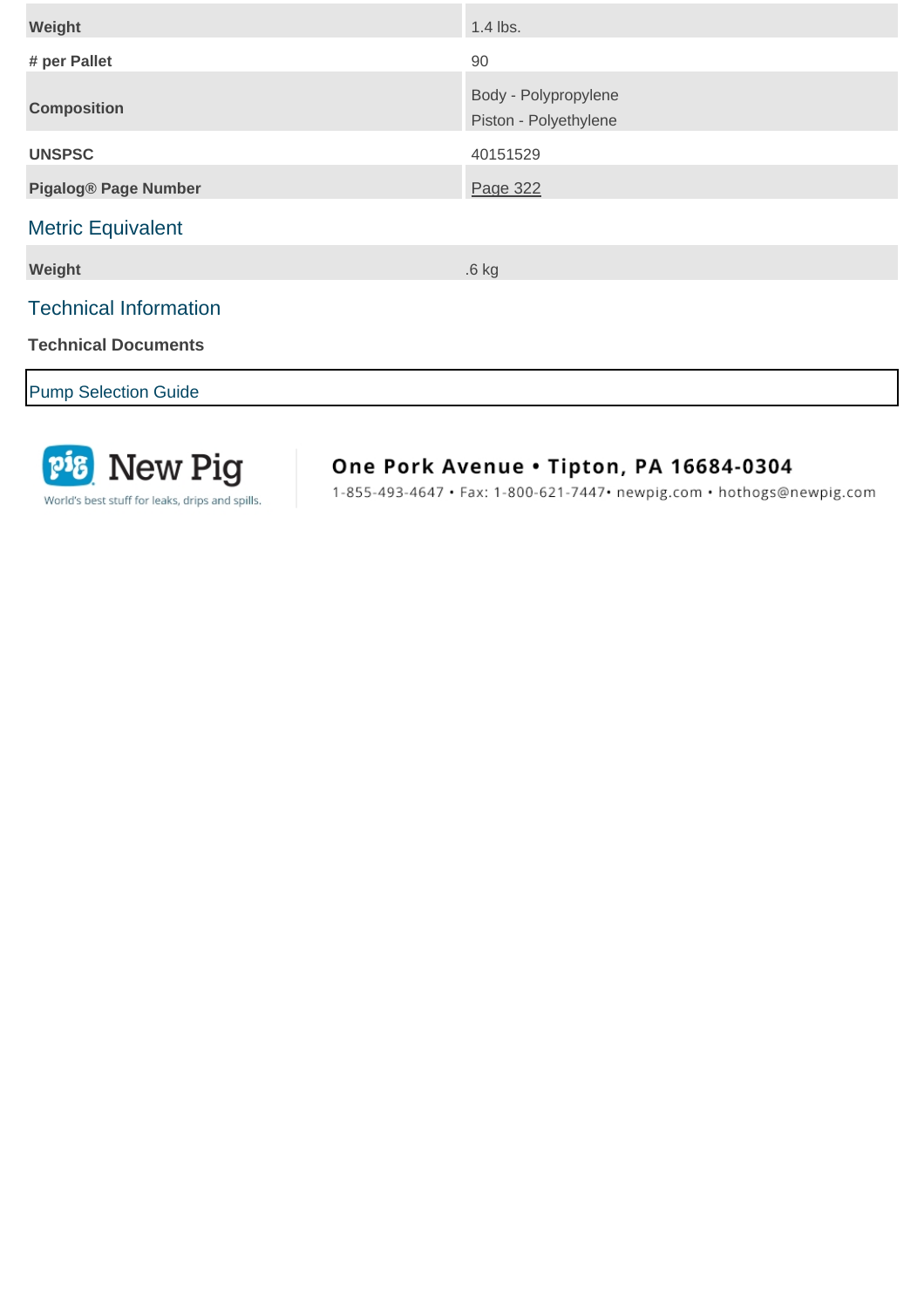| | |
|---|---|
| **Weight** | 1.4 lbs. |
| **# per Pallet** | 90 |
| **Composition** | Body - Polypropylene<br>Piston - Polyethylene |
| **UNSPSC** | 40151529 |
| **Pigalog® Page Number** | Page 322 |

## Metric Equivalent

| | |
|---|---|
| **Weight** | .6 kg |

## Technical Information

**Technical Documents**

Pump Selection Guide

New Pig
World's best stuff for leaks, drips and spills.

**One Pork Avenue • Tipton, PA 16684-0304**
1-855-493-4647 • Fax: 1-800-621-7447• newpig.com • hothogs@newpig.com